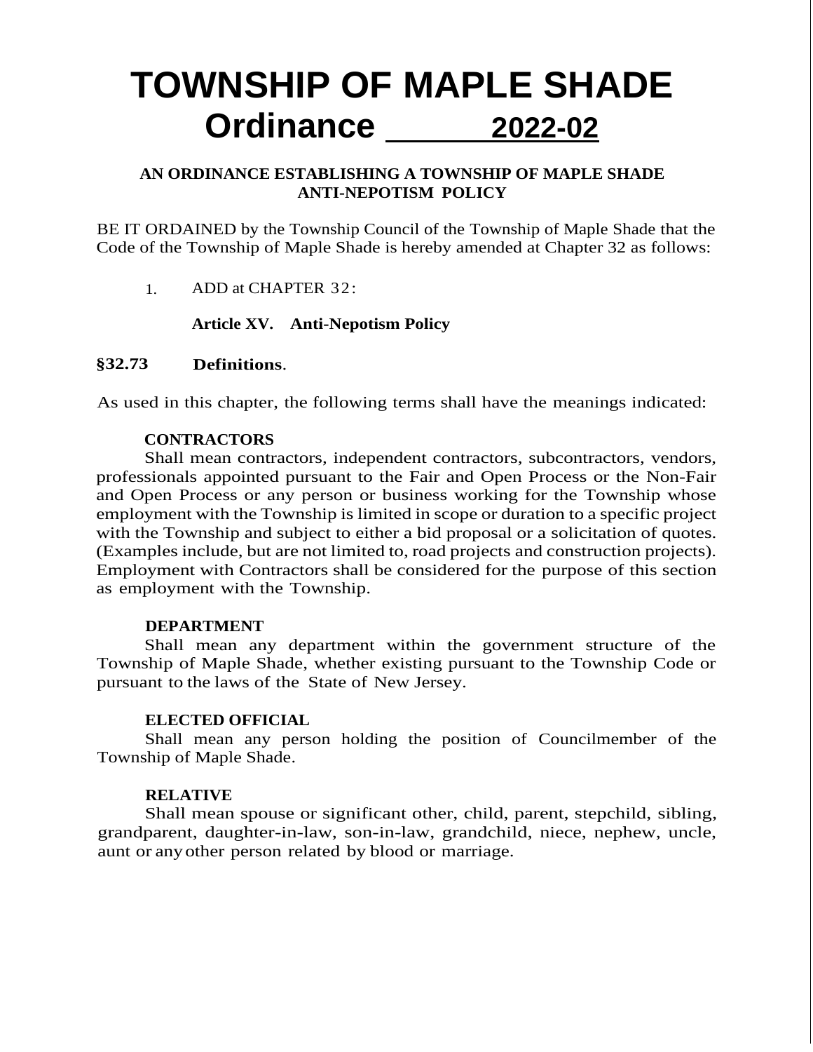# TOWNSHIP OF MAPLE SHADE
# Ordinance 2022-02

**AN ORDINANCE ESTABLISHING A TOWNSHIP OF MAPLE SHADE ANTI-NEPOTISM POLICY**

BE IT ORDAINED by the Township Council of the Township of Maple Shade that the Code of the Township of Maple Shade is hereby amended at Chapter 32 as follows:

1. ADD at CHAPTER 32:

**Article XV. Anti-Nepotism Policy**

**§32.73 Definitions**.

As used in this chapter, the following terms shall have the meanings indicated:

**CONTRACTORS**

Shall mean contractors, independent contractors, subcontractors, vendors, professionals appointed pursuant to the Fair and Open Process or the Non-Fair and Open Process or any person or business working for the Township whose employment with the Township is limited in scope or duration to a specific project with the Township and subject to either a bid proposal or a solicitation of quotes. (Examples include, but are not limited to, road projects and construction projects). Employment with Contractors shall be considered for the purpose of this section as employment with the Township.

**DEPARTMENT**

Shall mean any department within the government structure of the Township of Maple Shade, whether existing pursuant to the Township Code or pursuant to the laws of the State of New Jersey.

**ELECTED OFFICIAL**

Shall mean any person holding the position of Councilmember of the Township of Maple Shade.

**RELATIVE**

Shall mean spouse or significant other, child, parent, stepchild, sibling, grandparent, daughter-in-law, son-in-law, grandchild, niece, nephew, uncle, aunt or any other person related by blood or marriage.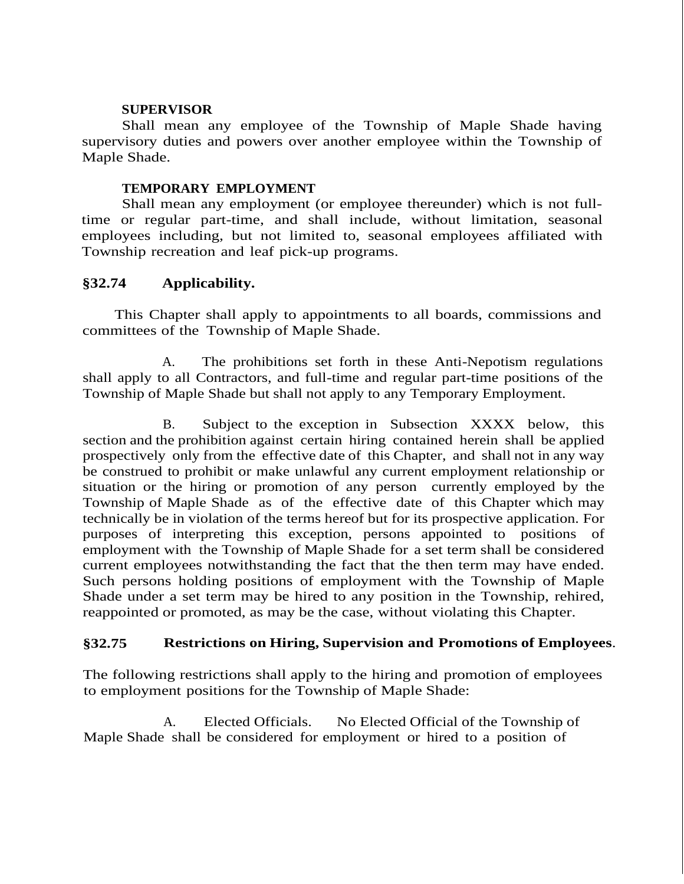**SUPERVISOR**

Shall mean any employee of the Township of Maple Shade having supervisory duties and powers over another employee within the Township of Maple Shade.

**TEMPORARY EMPLOYMENT**

Shall mean any employment (or employee thereunder) which is not full-time or regular part-time, and shall include, without limitation, seasonal employees including, but not limited to, seasonal employees affiliated with Township recreation and leaf pick-up programs.

## §32.74 Applicability.

This Chapter shall apply to appointments to all boards, commissions and committees of the Township of Maple Shade.

A. The prohibitions set forth in these Anti-Nepotism regulations shall apply to all Contractors, and full-time and regular part-time positions of the Township of Maple Shade but shall not apply to any Temporary Employment.

B. Subject to the exception in Subsection XXXX below, this section and the prohibition against certain hiring contained herein shall be applied prospectively only from the effective date of this Chapter, and shall not in any way be construed to prohibit or make unlawful any current employment relationship or situation or the hiring or promotion of any person currently employed by the Township of Maple Shade as of the effective date of this Chapter which may technically be in violation of the terms hereof but for its prospective application. For purposes of interpreting this exception, persons appointed to positions of employment with the Township of Maple Shade for a set term shall be considered current employees notwithstanding the fact that the then term may have ended. Such persons holding positions of employment with the Township of Maple Shade under a set term may be hired to any position in the Township, rehired, reappointed or promoted, as may be the case, without violating this Chapter.

## §32.75 Restrictions on Hiring, Supervision and Promotions of Employees.

The following restrictions shall apply to the hiring and promotion of employees to employment positions for the Township of Maple Shade:

A. Elected Officials. No Elected Official of the Township of Maple Shade shall be considered for employment or hired to a position of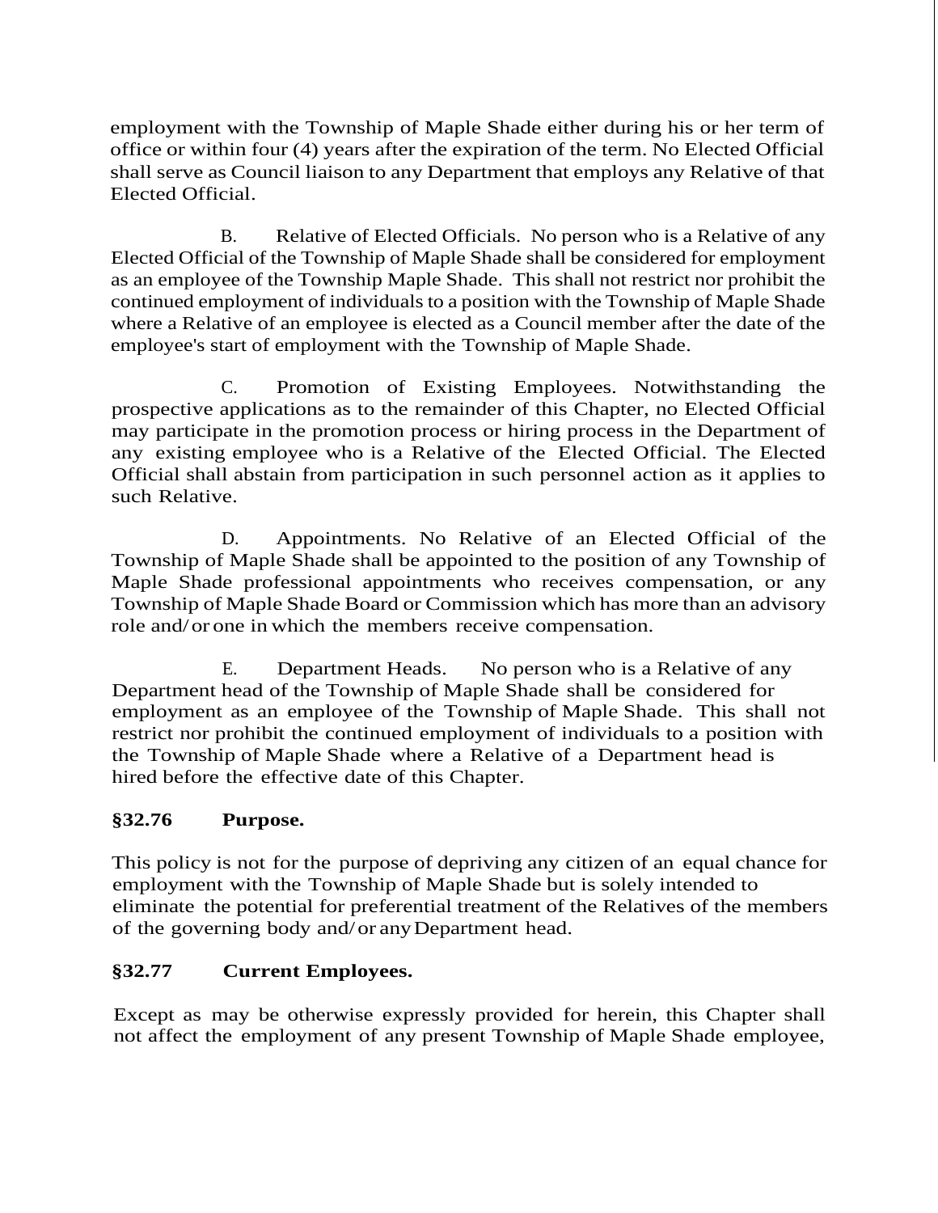employment with the Township of Maple Shade either during his or her term of office or within four (4) years after the expiration of the term. No Elected Official shall serve as Council liaison to any Department that employs any Relative of that Elected Official.

B. Relative of Elected Officials. No person who is a Relative of any Elected Official of the Township of Maple Shade shall be considered for employment as an employee of the Township Maple Shade. This shall not restrict nor prohibit the continued employment of individuals to a position with the Township of Maple Shade where a Relative of an employee is elected as a Council member after the date of the employee's start of employment with the Township of Maple Shade.

C. Promotion of Existing Employees. Notwithstanding the prospective applications as to the remainder of this Chapter, no Elected Official may participate in the promotion process or hiring process in the Department of any existing employee who is a Relative of the Elected Official. The Elected Official shall abstain from participation in such personnel action as it applies to such Relative.

D. Appointments. No Relative of an Elected Official of the Township of Maple Shade shall be appointed to the position of any Township of Maple Shade professional appointments who receives compensation, or any Township of Maple Shade Board or Commission which has more than an advisory role and/or one in which the members receive compensation.

E. Department Heads. No person who is a Relative of any Department head of the Township of Maple Shade shall be considered for employment as an employee of the Township of Maple Shade. This shall not restrict nor prohibit the continued employment of individuals to a position with the Township of Maple Shade where a Relative of a Department head is hired before the effective date of this Chapter.

**§32.76 Purpose.**

This policy is not for the purpose of depriving any citizen of an equal chance for employment with the Township of Maple Shade but is solely intended to eliminate the potential for preferential treatment of the Relatives of the members of the governing body and/or any Department head.

**§32.77 Current Employees.**

Except as may be otherwise expressly provided for herein, this Chapter shall not affect the employment of any present Township of Maple Shade employee,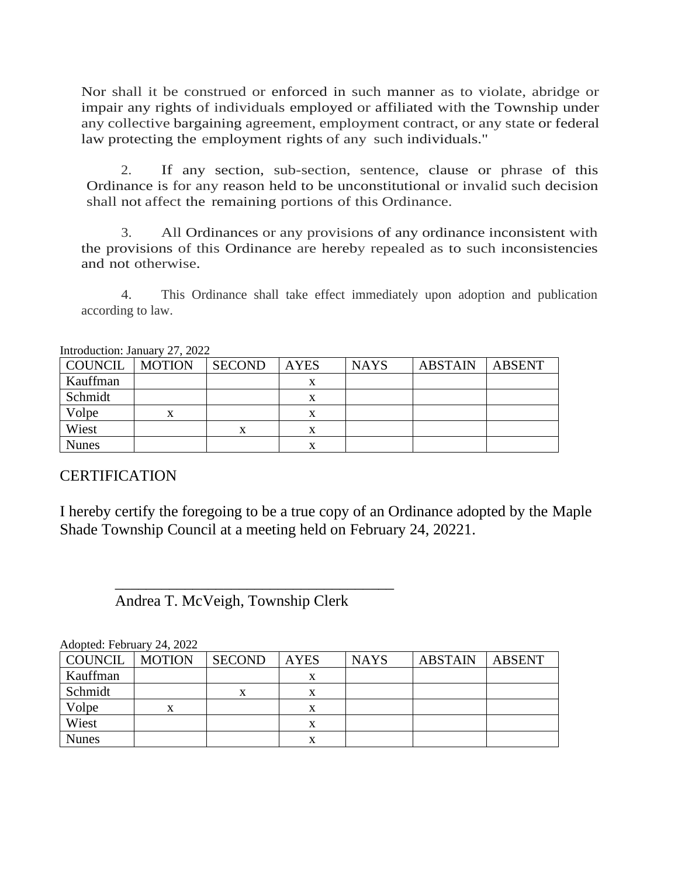Nor shall it be construed or enforced in such manner as to violate, abridge or impair any rights of individuals employed or affiliated with the Township under any collective bargaining agreement, employment contract, or any state or federal law protecting the employment rights of any such individuals."

2. If any section, sub-section, sentence, clause or phrase of this Ordinance is for any reason held to be unconstitutional or invalid such decision shall not affect the remaining portions of this Ordinance.

3. All Ordinances or any provisions of any ordinance inconsistent with the provisions of this Ordinance are hereby repealed as to such inconsistencies and not otherwise.

4. This Ordinance shall take effect immediately upon adoption and publication according to law.

Introduction: January 27, 2022

| COUNCIL | MOTION | SECOND | AYES | NAYS | ABSTAIN | ABSENT |
|---|---|---|---|---|---|---|
| Kauffman | | | x | | | |
| Schmidt | | | x | | | |
| Volpe | x | | x | | | |
| Wiest | | x | x | | | |
| Nunes | | | x | | | |

CERTIFICATION

I hereby certify the foregoing to be a true copy of an Ordinance adopted by the Maple Shade Township Council at a meeting held on February 24, 20221.

_________________________________

Andrea T. McVeigh, Township Clerk

Adopted: February 24, 2022

| COUNCIL | MOTION | SECOND | AYES | NAYS | ABSTAIN | ABSENT |
|---|---|---|---|---|---|---|
| Kauffman | | | x | | | |
| Schmidt | | x | x | | | |
| Volpe | x | | x | | | |
| Wiest | | | x | | | |
| Nunes | | | x | | | |